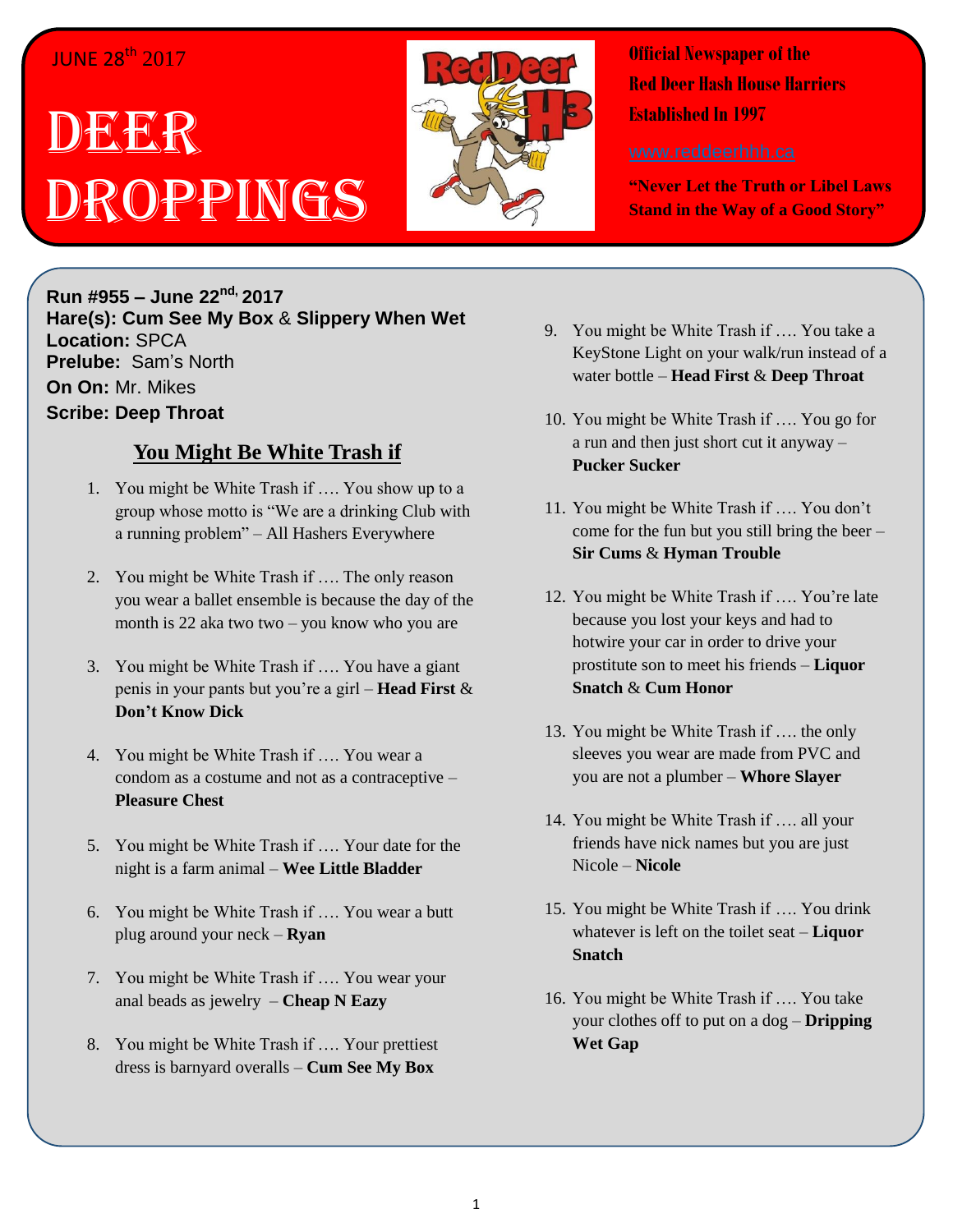JUNE 28th 2017

# DEER DROPPINGS

**Official Newspaper of the Red Deer Hash House Harriers Established In 1997**

www.reddeerhhh.ca

**"Never Let the Truth or Libel Laws Stand in the Way of a Good Story"**

**Run #955 – June 22nd, 2017**
**Hare(s): Cum See My Box & Slippery When Wet**
**Location:** SPCA
**Prelube:** Sam's North
**On On:** Mr. Mikes
**Scribe: Deep Throat**

## You Might Be White Trash if

1. You might be White Trash if …. You show up to a group whose motto is "We are a drinking Club with a running problem" – All Hashers Everywhere
2. You might be White Trash if …. The only reason you wear a ballet ensemble is because the day of the month is 22 aka two two – you know who you are
3. You might be White Trash if …. You have a giant penis in your pants but you're a girl – **Head First** & **Don't Know Dick**
4. You might be White Trash if …. You wear a condom as a costume and not as a contraceptive – **Pleasure Chest**
5. You might be White Trash if …. Your date for the night is a farm animal – **Wee Little Bladder**
6. You might be White Trash if …. You wear a butt plug around your neck – **Ryan**
7. You might be White Trash if …. You wear your anal beads as jewelry – **Cheap N Eazy**
8. You might be White Trash if …. Your prettiest dress is barnyard overalls – **Cum See My Box**
9. You might be White Trash if …. You take a KeyStone Light on your walk/run instead of a water bottle – **Head First** & **Deep Throat**
10. You might be White Trash if …. You go for a run and then just short cut it anyway – **Pucker Sucker**
11. You might be White Trash if …. You don't come for the fun but you still bring the beer – **Sir Cums** & **Hyman Trouble**
12. You might be White Trash if …. You're late because you lost your keys and had to hotwire your car in order to drive your prostitute son to meet his friends – **Liquor Snatch** & **Cum Honor**
13. You might be White Trash if …. the only sleeves you wear are made from PVC and you are not a plumber – **Whore Slayer**
14. You might be White Trash if …. all your friends have nick names but you are just Nicole – **Nicole**
15. You might be White Trash if …. You drink whatever is left on the toilet seat – **Liquor Snatch**
16. You might be White Trash if …. You take your clothes off to put on a dog – **Dripping Wet Gap**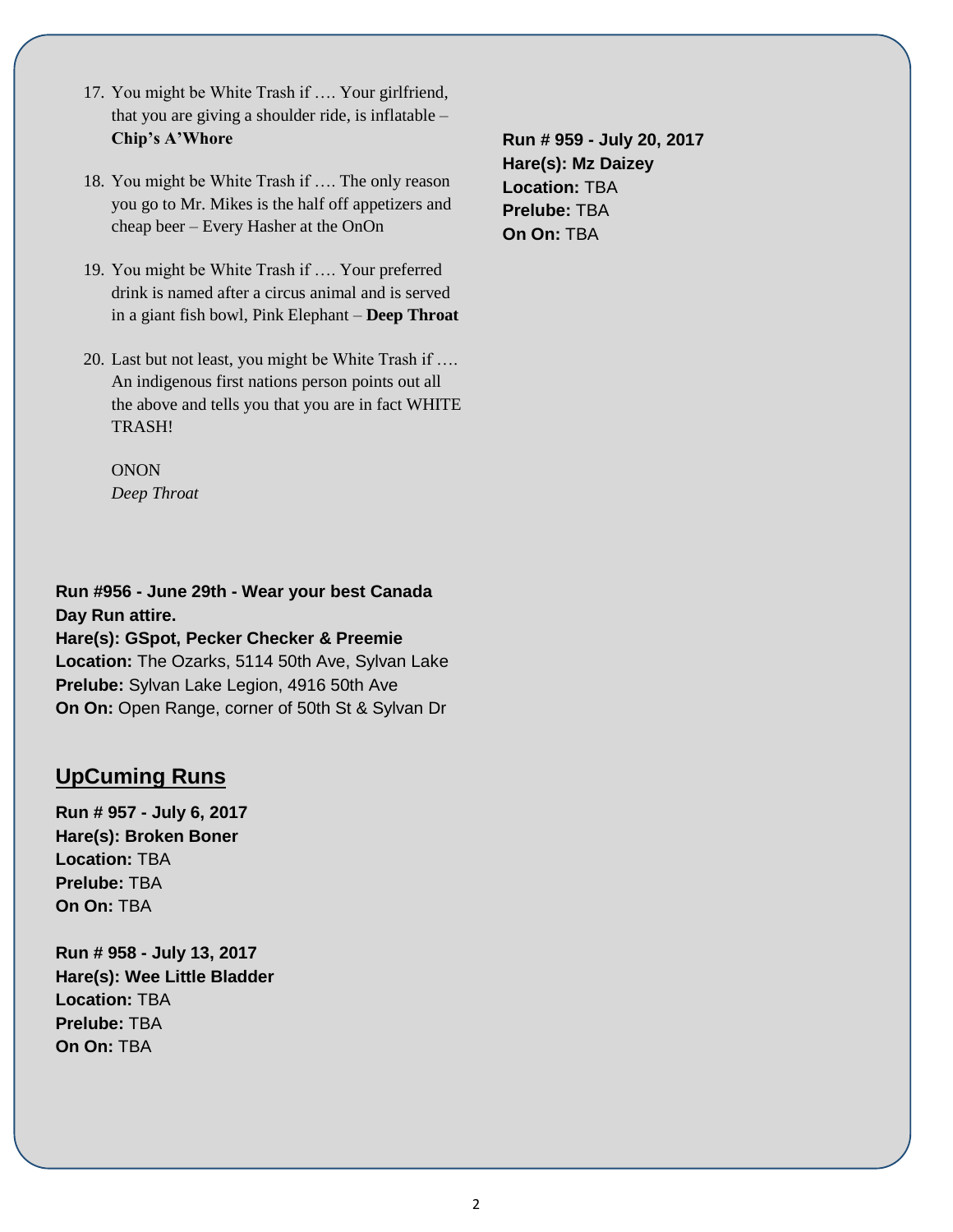17. You might be White Trash if …. Your girlfriend, that you are giving a shoulder ride, is inflatable – **Chip's A'Whore**

18. You might be White Trash if …. The only reason you go to Mr. Mikes is the half off appetizers and cheap beer – Every Hasher at the OnOn

19. You might be White Trash if …. Your preferred drink is named after a circus animal and is served in a giant fish bowl, Pink Elephant – **Deep Throat**

20. Last but not least, you might be White Trash if …. An indigenous first nations person points out all the above and tells you that you are in fact WHITE TRASH!

    ONON
    *Deep Throat*

**Run #956 - June 29th - Wear your best Canada Day Run attire.**
**Hare(s): GSpot, Pecker Checker & Preemie**
**Location:** The Ozarks, 5114 50th Ave, Sylvan Lake
**Prelube:** Sylvan Lake Legion, 4916 50th Ave
**On On:** Open Range, corner of 50th St & Sylvan Dr

## UpCuming Runs

**Run # 957 - July 6, 2017**
**Hare(s): Broken Boner**
**Location:** TBA
**Prelube:** TBA
**On On:** TBA

**Run # 958 - July 13, 2017**
**Hare(s): Wee Little Bladder**
**Location:** TBA
**Prelube:** TBA
**On On:** TBA

**Run # 959 - July 20, 2017**
**Hare(s): Mz Daizey**
**Location:** TBA
**Prelube:** TBA
**On On:** TBA